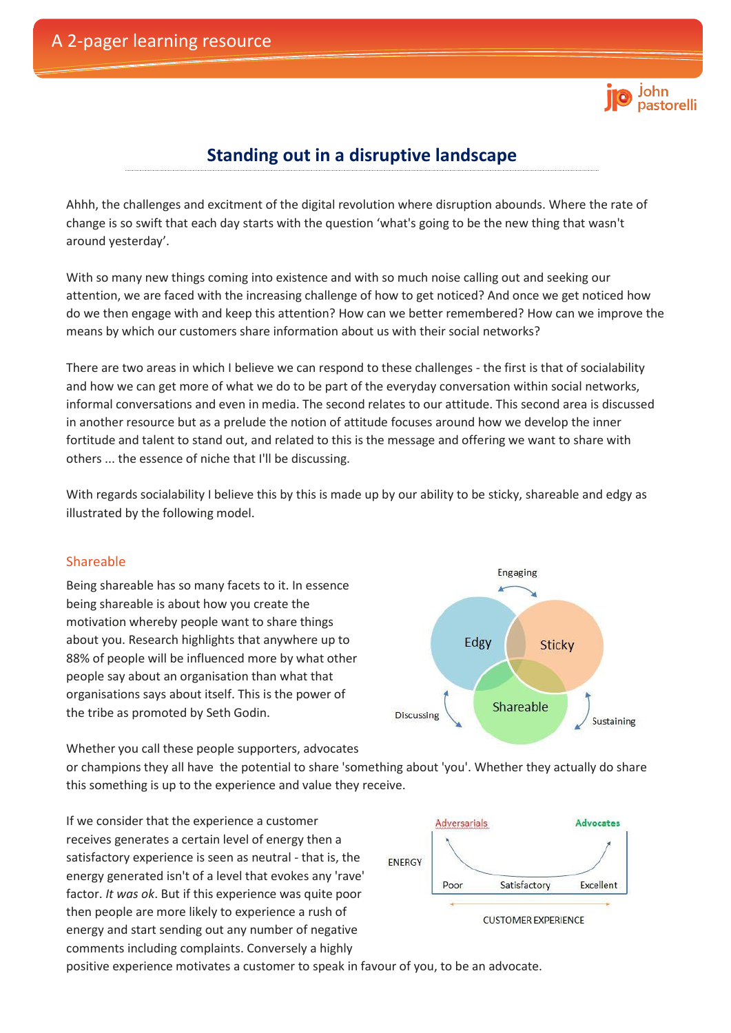# Standing out in a disruptive landscape

Ahhh, the challenges and excitment of the digital revolution where disruption abounds. Where the rate of change is so swift that each day starts with the question 'what's going to be the new thing that wasn't around yesterday'.

With so many new things coming into existence and with so much noise calling out and seeking our attention, we are faced with the increasing challenge of how to get noticed? And once we get noticed how do we then engage with and keep this attention? How can we better remembered? How can we improve the means by which our customers share information about us with their social networks?

There are two areas in which I believe we can respond to these challenges - the first is that of socialability and how we can get more of what we do to be part of the everyday conversation within social networks, informal conversations and even in media. The second relates to our attitude. This second area is discussed in another resource but as a prelude the notion of attitude focuses around how we develop the inner fortitude and talent to stand out, and related to this is the message and offering we want to share with others ... the essence of niche that I'll be discussing.

With regards socialability I believe this by this is made up by our ability to be sticky, shareable and edgy as illustrated by the following model.

## Shareable

Being shareable has so many facets to it. In essence being shareable is about how you create the motivation whereby people want to share things about you. Research highlights that anywhere up to 88% of people will be influenced more by what other people say about an organisation than what that organisations says about itself. This is the power of the tribe as promoted by Seth Godin.

Whether you call these people supporters, advocates or champions they all have the potential to share 'something about 'you'. Whether they actually do share this something is up to the experience and value they receive.

If we consider that the experience a customer receives generates a certain level of energy then a satisfactory experience is seen as neutral - that is, the energy generated isn't of a level that evokes any 'rave' factor. *It was ok*. But if this experience was quite poor then people are more likely to experience a rush of energy and start sending out any number of negative comments including complaints. Conversely a highly positive experience motivates a customer to speak in favour of you, to be an advocate.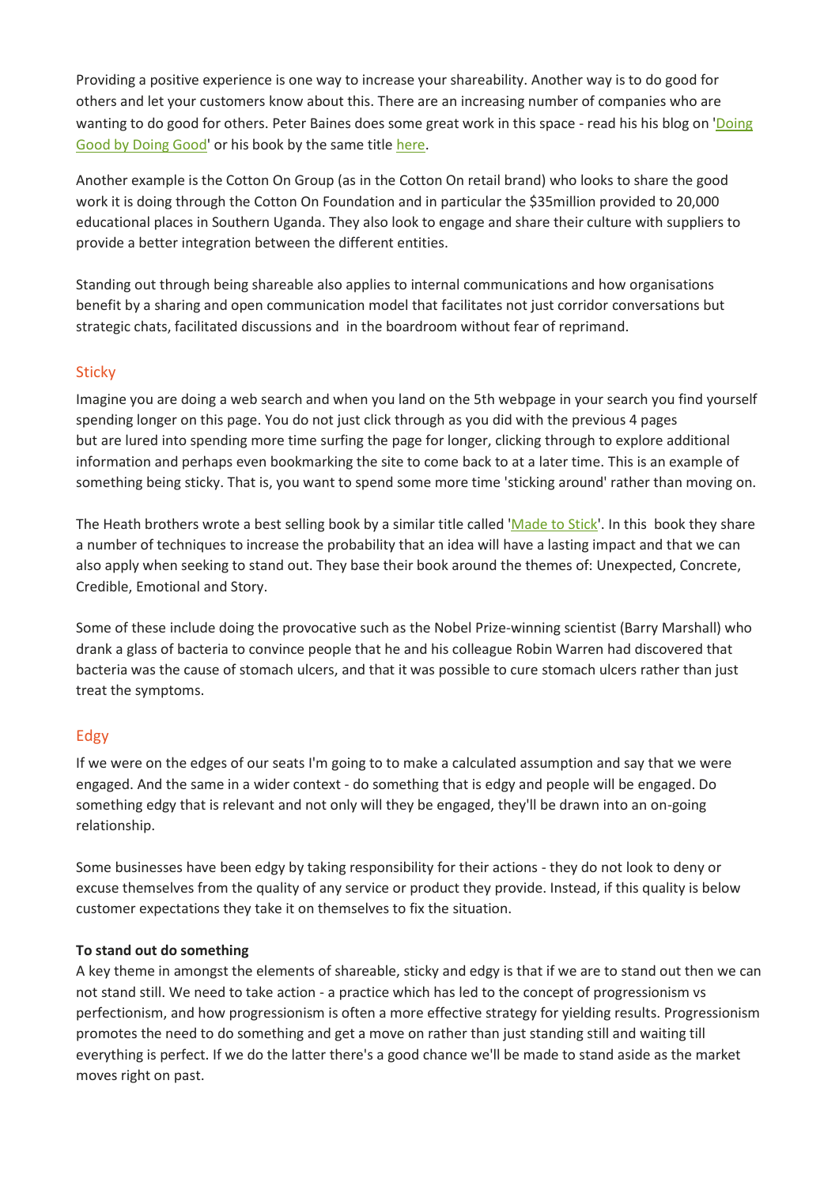Providing a positive experience is one way to increase your shareability. Another way is to do good for others and let your customers know about this. There are an increasing number of companies who are wanting to do good for others. Peter Baines does some great work in this space - read his his blog on 'Doing Good by Doing Good' or his book by the same title here.

Another example is the Cotton On Group (as in the Cotton On retail brand) who looks to share the good work it is doing through the Cotton On Foundation and in particular the $35million provided to 20,000 educational places in Southern Uganda. They also look to engage and share their culture with suppliers to provide a better integration between the different entities.

Standing out through being shareable also applies to internal communications and how organisations benefit by a sharing and open communication model that facilitates not just corridor conversations but strategic chats, facilitated discussions and  in the boardroom without fear of reprimand.

## Sticky

Imagine you are doing a web search and when you land on the 5th webpage in your search you find yourself spending longer on this page. You do not just click through as you did with the previous 4 pages but are lured into spending more time surfing the page for longer, clicking through to explore additional information and perhaps even bookmarking the site to come back to at a later time. This is an example of something being sticky. That is, you want to spend some more time 'sticking around' rather than moving on.

The Heath brothers wrote a best selling book by a similar title called 'Made to Stick'. In this  book they share a number of techniques to increase the probability that an idea will have a lasting impact and that we can also apply when seeking to stand out. They base their book around the themes of: Unexpected, Concrete, Credible, Emotional and Story.

Some of these include doing the provocative such as the Nobel Prize-winning scientist (Barry Marshall) who drank a glass of bacteria to convince people that he and his colleague Robin Warren had discovered that bacteria was the cause of stomach ulcers, and that it was possible to cure stomach ulcers rather than just treat the symptoms.

## Edgy

If we were on the edges of our seats I'm going to to make a calculated assumption and say that we were engaged. And the same in a wider context - do something that is edgy and people will be engaged. Do something edgy that is relevant and not only will they be engaged, they'll be drawn into an on-going relationship.

Some businesses have been edgy by taking responsibility for their actions - they do not look to deny or excuse themselves from the quality of any service or product they provide. Instead, if this quality is below customer expectations they take it on themselves to fix the situation.

**To stand out do something**

A key theme in amongst the elements of shareable, sticky and edgy is that if we are to stand out then we can not stand still. We need to take action - a practice which has led to the concept of progressionism vs perfectionism, and how progressionism is often a more effective strategy for yielding results. Progressionism promotes the need to do something and get a move on rather than just standing still and waiting till everything is perfect. If we do the latter there's a good chance we'll be made to stand aside as the market moves right on past.